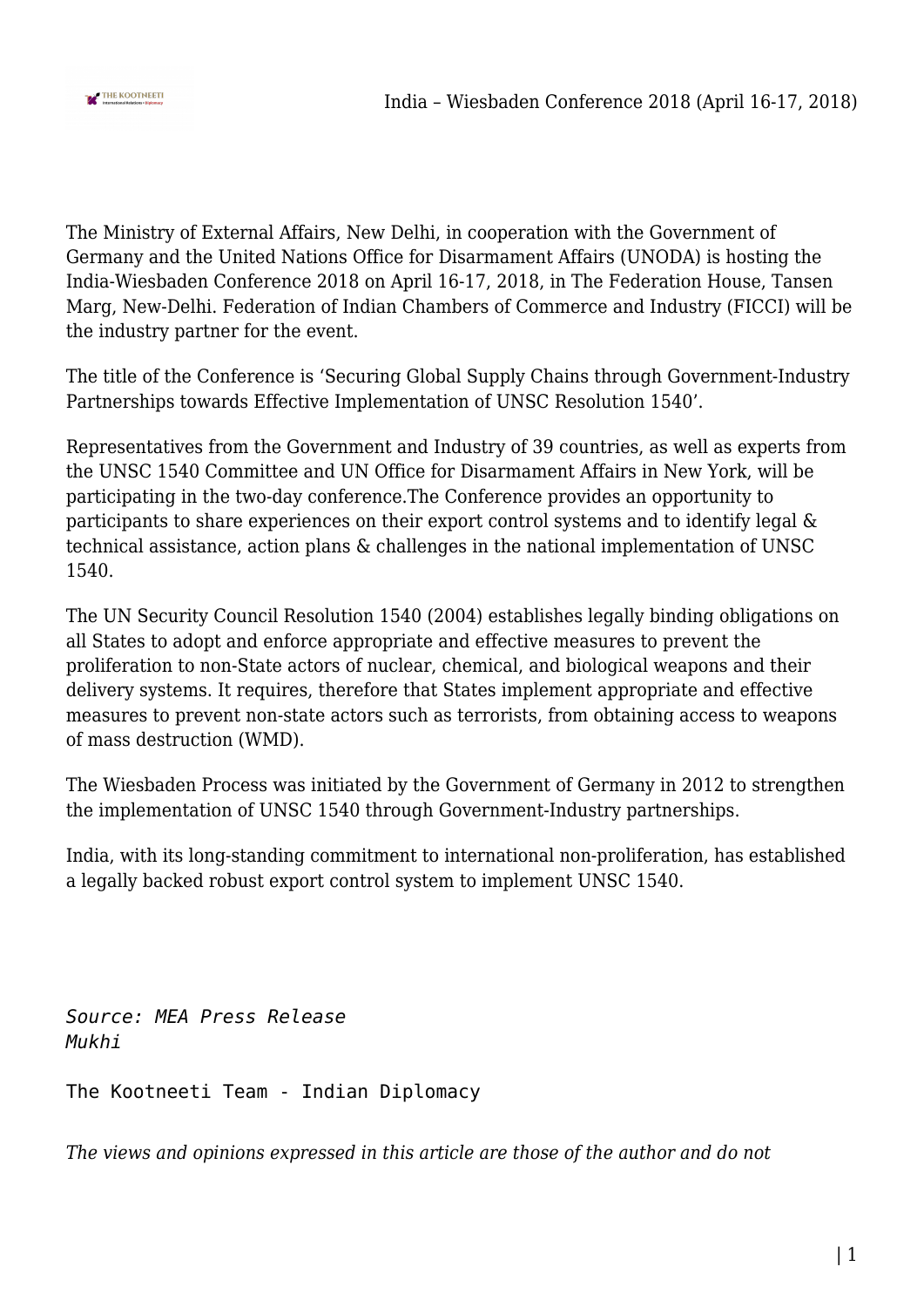The Ministry of External Affairs, New Delhi, in cooperation with the Government of Germany and the United Nations Office for Disarmament Affairs (UNODA) is hosting the India-Wiesbaden Conference 2018 on April 16-17, 2018, in The Federation House, Tansen Marg, New-Delhi. Federation of Indian Chambers of Commerce and Industry (FICCI) will be the industry partner for the event.

The title of the Conference is 'Securing Global Supply Chains through Government-Industry Partnerships towards Effective Implementation of UNSC Resolution 1540'.

Representatives from the Government and Industry of 39 countries, as well as experts from the UNSC 1540 Committee and UN Office for Disarmament Affairs in New York, will be participating in the two-day conference.The Conference provides an opportunity to participants to share experiences on their export control systems and to identify legal & technical assistance, action plans & challenges in the national implementation of UNSC 1540.

The UN Security Council Resolution 1540 (2004) establishes legally binding obligations on all States to adopt and enforce appropriate and effective measures to prevent the proliferation to non-State actors of nuclear, chemical, and biological weapons and their delivery systems. It requires, therefore that States implement appropriate and effective measures to prevent non-state actors such as terrorists, from obtaining access to weapons of mass destruction (WMD).

The Wiesbaden Process was initiated by the Government of Germany in 2012 to strengthen the implementation of UNSC 1540 through Government-Industry partnerships.

India, with its long-standing commitment to international non-proliferation, has established a legally backed robust export control system to implement UNSC 1540.

*Source: MEA Press Release*
*Mukhi*

The Kootneeti Team - Indian Diplomacy

*The views and opinions expressed in this article are those of the author and do not*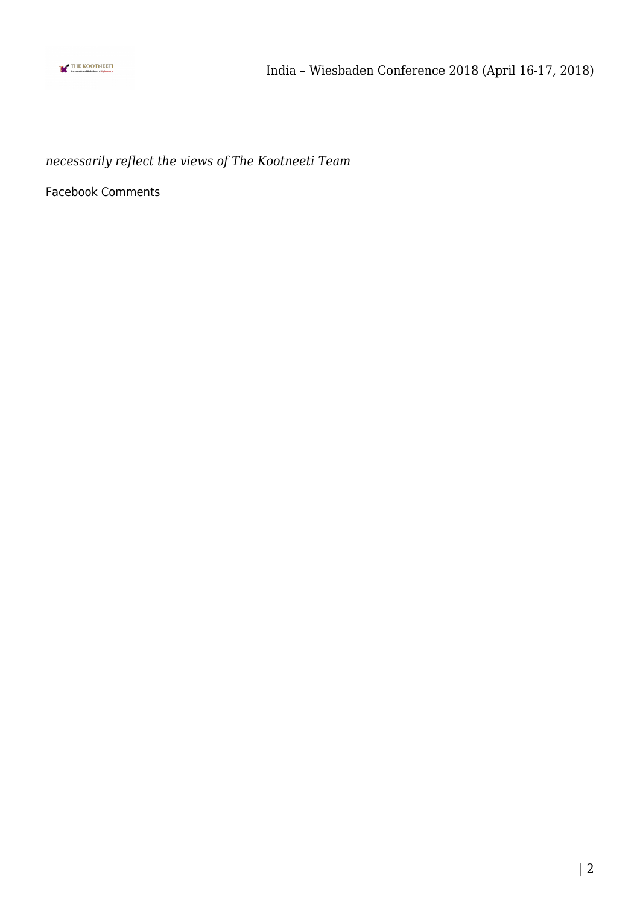*necessarily reflect the views of The Kootneeti Team*

Facebook Comments